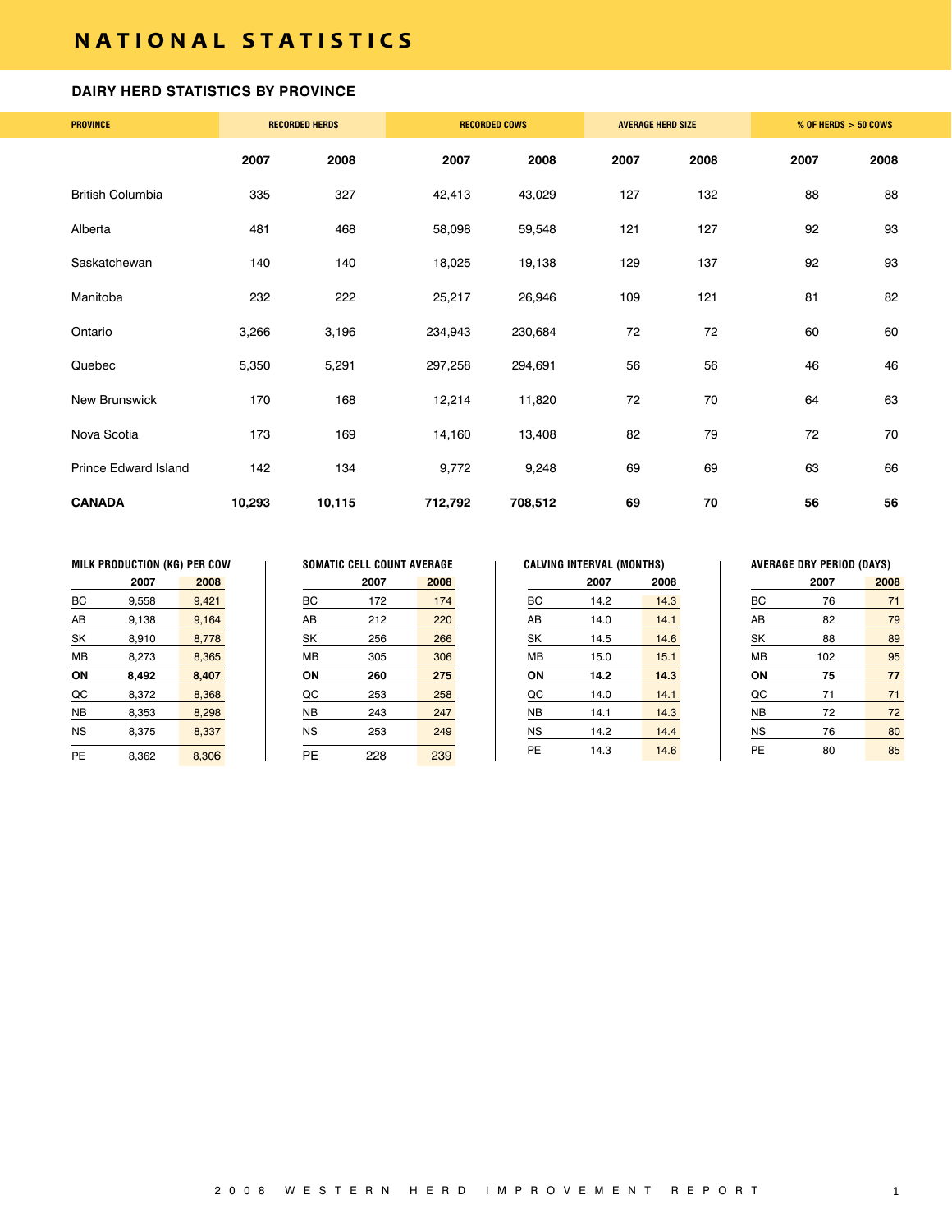# NATIONAL STATISTICS

## DAIRY HERD STATISTICS BY PROVINCE

| PROVINCE | RECORDED HERDS | | RECORDED COWS | | AVERAGE HERD SIZE | | % OF HERDS > 50 COWS | |
|---|---|---|---|---|---|---|---|---|
| | 2007 | 2008 | 2007 | 2008 | 2007 | 2008 | 2007 | 2008 |
| British Columbia | 335 | 327 | 42,413 | 43,029 | 127 | 132 | 88 | 88 |
| Alberta | 481 | 468 | 58,098 | 59,548 | 121 | 127 | 92 | 93 |
| Saskatchewan | 140 | 140 | 18,025 | 19,138 | 129 | 137 | 92 | 93 |
| Manitoba | 232 | 222 | 25,217 | 26,946 | 109 | 121 | 81 | 82 |
| Ontario | 3,266 | 3,196 | 234,943 | 230,684 | 72 | 72 | 60 | 60 |
| Quebec | 5,350 | 5,291 | 297,258 | 294,691 | 56 | 56 | 46 | 46 |
| New Brunswick | 170 | 168 | 12,214 | 11,820 | 72 | 70 | 64 | 63 |
| Nova Scotia | 173 | 169 | 14,160 | 13,408 | 82 | 79 | 72 | 70 |
| Prince Edward Island | 142 | 134 | 9,772 | 9,248 | 69 | 69 | 63 | 66 |
| **CANADA** | **10,293** | **10,115** | **712,792** | **708,512** | **69** | **70** | **56** | **56** |

### MILK PRODUCTION (KG) PER COW

| | 2007 | 2008 |
|---|---|---|
| BC | 9,558 | 9,421 |
| AB | 9,138 | 9,164 |
| SK | 8,910 | 8,778 |
| MB | 8,273 | 8,365 |
| **ON** | **8,492** | **8,407** |
| QC | 8,372 | 8,368 |
| NB | 8,353 | 8,298 |
| NS | 8,375 | 8,337 |
| PE | 8,362 | 8,306 |

### SOMATIC CELL COUNT AVERAGE

| | 2007 | 2008 |
|---|---|---|
| BC | 172 | 174 |
| AB | 212 | 220 |
| SK | 256 | 266 |
| MB | 305 | 306 |
| **ON** | **260** | **275** |
| QC | 253 | 258 |
| NB | 243 | 247 |
| NS | 253 | 249 |
| PE | 228 | 239 |

### CALVING INTERVAL (MONTHS)

| | 2007 | 2008 |
|---|---|---|
| BC | 14.2 | 14.3 |
| AB | 14.0 | 14.1 |
| SK | 14.5 | 14.6 |
| MB | 15.0 | 15.1 |
| **ON** | **14.2** | **14.3** |
| QC | 14.0 | 14.1 |
| NB | 14.1 | 14.3 |
| NS | 14.2 | 14.4 |
| PE | 14.3 | 14.6 |

### AVERAGE DRY PERIOD (DAYS)

| | 2007 | 2008 |
|---|---|---|
| BC | 76 | 71 |
| AB | 82 | 79 |
| SK | 88 | 89 |
| MB | 102 | 95 |
| **ON** | **75** | **77** |
| QC | 71 | 71 |
| NB | 72 | 72 |
| NS | 76 | 80 |
| PE | 80 | 85 |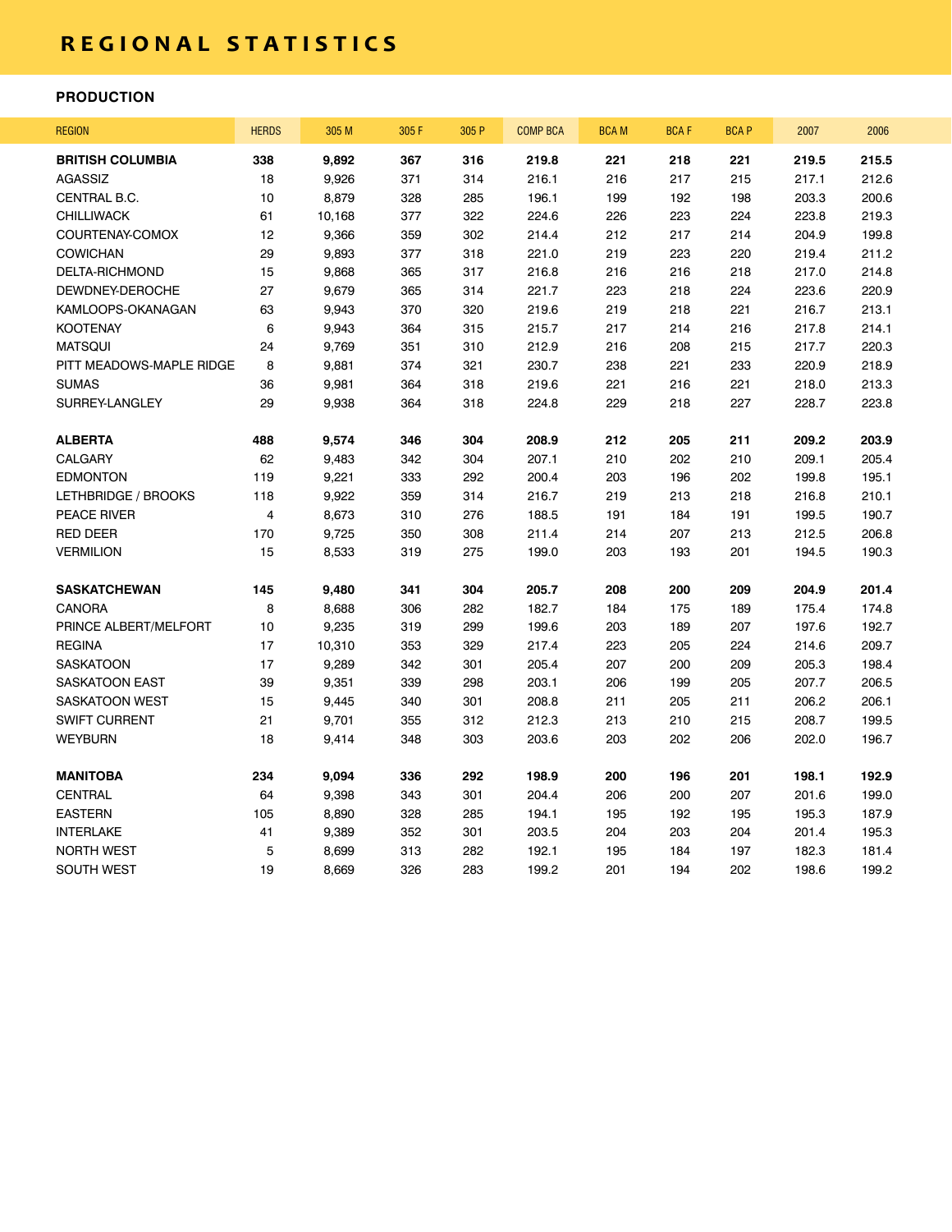# REGIONAL STATISTICS

## PRODUCTION

| REGION | HERDS | 305 M | 305 F | 305 P | COMP BCA | BCA M | BCA F | BCA P | 2007 | 2006 |
|---|---|---|---|---|---|---|---|---|---|---|
| **BRITISH COLUMBIA** | **338** | **9,892** | **367** | **316** | **219.8** | **221** | **218** | **221** | **219.5** | **215.5** |
| AGASSIZ | 18 | 9,926 | 371 | 314 | 216.1 | 216 | 217 | 215 | 217.1 | 212.6 |
| CENTRAL B.C. | 10 | 8,879 | 328 | 285 | 196.1 | 199 | 192 | 198 | 203.3 | 200.6 |
| CHILLIWACK | 61 | 10,168 | 377 | 322 | 224.6 | 226 | 223 | 224 | 223.8 | 219.3 |
| COURTENAY-COMOX | 12 | 9,366 | 359 | 302 | 214.4 | 212 | 217 | 214 | 204.9 | 199.8 |
| COWICHAN | 29 | 9,893 | 377 | 318 | 221.0 | 219 | 223 | 220 | 219.4 | 211.2 |
| DELTA-RICHMOND | 15 | 9,868 | 365 | 317 | 216.8 | 216 | 216 | 218 | 217.0 | 214.8 |
| DEWDNEY-DEROCHE | 27 | 9,679 | 365 | 314 | 221.7 | 223 | 218 | 224 | 223.6 | 220.9 |
| KAMLOOPS-OKANAGAN | 63 | 9,943 | 370 | 320 | 219.6 | 219 | 218 | 221 | 216.7 | 213.1 |
| KOOTENAY | 6 | 9,943 | 364 | 315 | 215.7 | 217 | 214 | 216 | 217.8 | 214.1 |
| MATSQUI | 24 | 9,769 | 351 | 310 | 212.9 | 216 | 208 | 215 | 217.7 | 220.3 |
| PITT MEADOWS-MAPLE RIDGE | 8 | 9,881 | 374 | 321 | 230.7 | 238 | 221 | 233 | 220.9 | 218.9 |
| SUMAS | 36 | 9,981 | 364 | 318 | 219.6 | 221 | 216 | 221 | 218.0 | 213.3 |
| SURREY-LANGLEY | 29 | 9,938 | 364 | 318 | 224.8 | 229 | 218 | 227 | 228.7 | 223.8 |
| **ALBERTA** | **488** | **9,574** | **346** | **304** | **208.9** | **212** | **205** | **211** | **209.2** | **203.9** |
| CALGARY | 62 | 9,483 | 342 | 304 | 207.1 | 210 | 202 | 210 | 209.1 | 205.4 |
| EDMONTON | 119 | 9,221 | 333 | 292 | 200.4 | 203 | 196 | 202 | 199.8 | 195.1 |
| LETHBRIDGE / BROOKS | 118 | 9,922 | 359 | 314 | 216.7 | 219 | 213 | 218 | 216.8 | 210.1 |
| PEACE RIVER | 4 | 8,673 | 310 | 276 | 188.5 | 191 | 184 | 191 | 199.5 | 190.7 |
| RED DEER | 170 | 9,725 | 350 | 308 | 211.4 | 214 | 207 | 213 | 212.5 | 206.8 |
| VERMILION | 15 | 8,533 | 319 | 275 | 199.0 | 203 | 193 | 201 | 194.5 | 190.3 |
| **SASKATCHEWAN** | **145** | **9,480** | **341** | **304** | **205.7** | **208** | **200** | **209** | **204.9** | **201.4** |
| CANORA | 8 | 8,688 | 306 | 282 | 182.7 | 184 | 175 | 189 | 175.4 | 174.8 |
| PRINCE ALBERT/MELFORT | 10 | 9,235 | 319 | 299 | 199.6 | 203 | 189 | 207 | 197.6 | 192.7 |
| REGINA | 17 | 10,310 | 353 | 329 | 217.4 | 223 | 205 | 224 | 214.6 | 209.7 |
| SASKATOON | 17 | 9,289 | 342 | 301 | 205.4 | 207 | 200 | 209 | 205.3 | 198.4 |
| SASKATOON EAST | 39 | 9,351 | 339 | 298 | 203.1 | 206 | 199 | 205 | 207.7 | 206.5 |
| SASKATOON WEST | 15 | 9,445 | 340 | 301 | 208.8 | 211 | 205 | 211 | 206.2 | 206.1 |
| SWIFT CURRENT | 21 | 9,701 | 355 | 312 | 212.3 | 213 | 210 | 215 | 208.7 | 199.5 |
| WEYBURN | 18 | 9,414 | 348 | 303 | 203.6 | 203 | 202 | 206 | 202.0 | 196.7 |
| **MANITOBA** | **234** | **9,094** | **336** | **292** | **198.9** | **200** | **196** | **201** | **198.1** | **192.9** |
| CENTRAL | 64 | 9,398 | 343 | 301 | 204.4 | 206 | 200 | 207 | 201.6 | 199.0 |
| EASTERN | 105 | 8,890 | 328 | 285 | 194.1 | 195 | 192 | 195 | 195.3 | 187.9 |
| INTERLAKE | 41 | 9,389 | 352 | 301 | 203.5 | 204 | 203 | 204 | 201.4 | 195.3 |
| NORTH WEST | 5 | 8,699 | 313 | 282 | 192.1 | 195 | 184 | 197 | 182.3 | 181.4 |
| SOUTH WEST | 19 | 8,669 | 326 | 283 | 199.2 | 201 | 194 | 202 | 198.6 | 199.2 |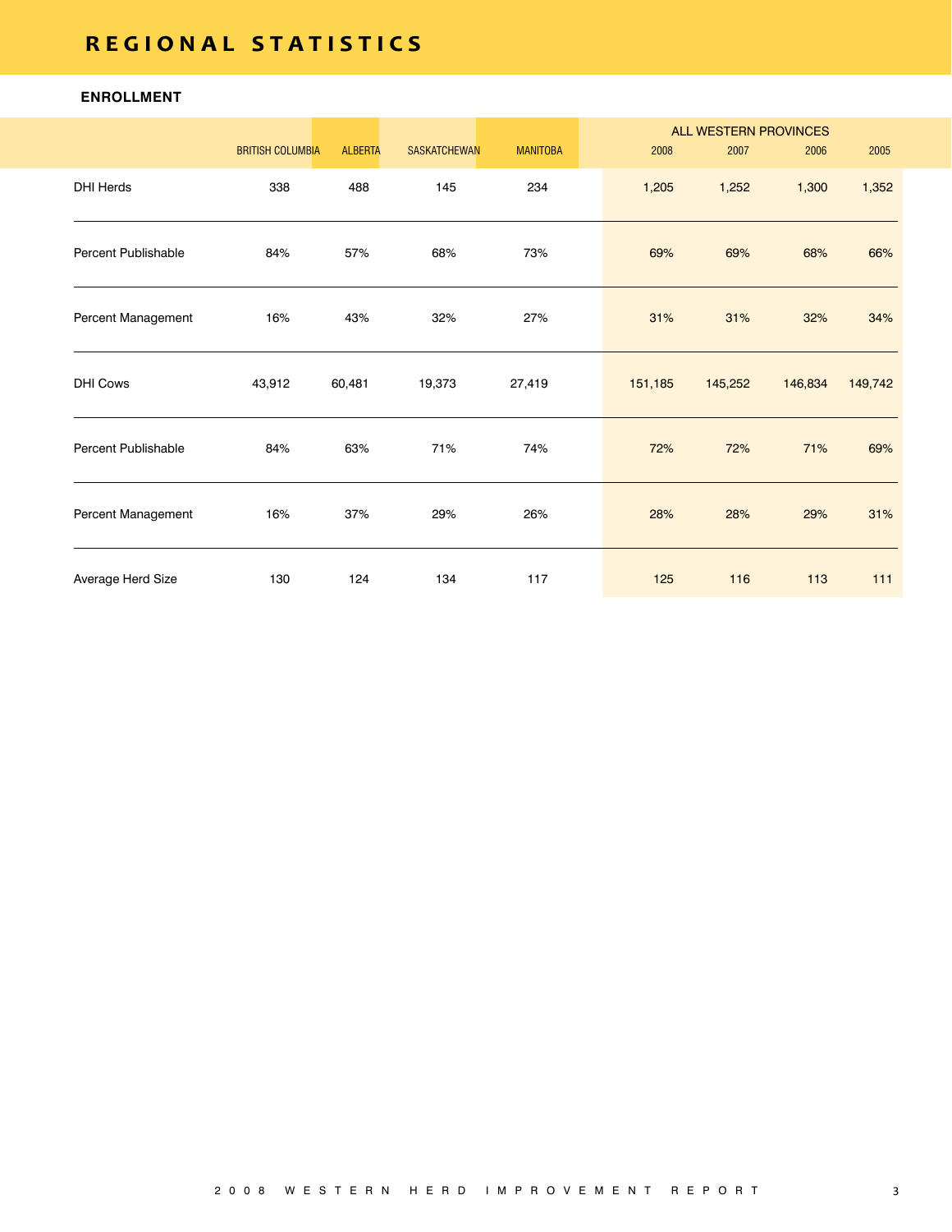# REGIONAL STATISTICS

## ENROLLMENT

| | BRITISH COLUMBIA | ALBERTA | SASKATCHEWAN | MANITOBA | ALL WESTERN PROVINCES 2008 | 2007 | 2006 | 2005 |
|---|---|---|---|---|---|---|---|---|
| DHI Herds | 338 | 488 | 145 | 234 | 1,205 | 1,252 | 1,300 | 1,352 |
| Percent Publishable | 84% | 57% | 68% | 73% | 69% | 69% | 68% | 66% |
| Percent Management | 16% | 43% | 32% | 27% | 31% | 31% | 32% | 34% |
| DHI Cows | 43,912 | 60,481 | 19,373 | 27,419 | 151,185 | 145,252 | 146,834 | 149,742 |
| Percent Publishable | 84% | 63% | 71% | 74% | 72% | 72% | 71% | 69% |
| Percent Management | 16% | 37% | 29% | 26% | 28% | 28% | 29% | 31% |
| Average Herd Size | 130 | 124 | 134 | 117 | 125 | 116 | 113 | 111 |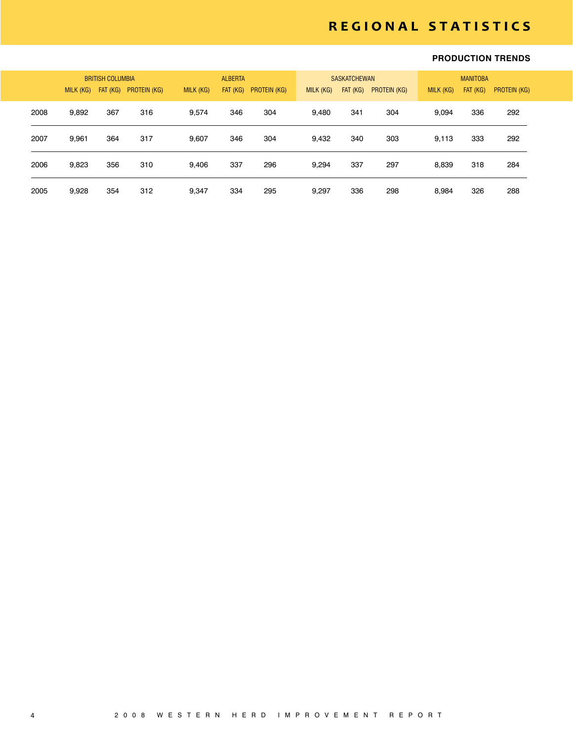# REGIONAL STATISTICS

## PRODUCTION TRENDS

| | BRITISH COLUMBIA | | | ALBERTA | | | SASKATCHEWAN | | | MANITOBA | | |
|---|---|---|---|---|---|---|---|---|---|---|---|---|
| | MILK (KG) | FAT (KG) | PROTEIN (KG) | MILK (KG) | FAT (KG) | PROTEIN (KG) | MILK (KG) | FAT (KG) | PROTEIN (KG) | MILK (KG) | FAT (KG) | PROTEIN (KG) |
| 2008 | 9,892 | 367 | 316 | 9,574 | 346 | 304 | 9,480 | 341 | 304 | 9,094 | 336 | 292 |
| 2007 | 9,961 | 364 | 317 | 9,607 | 346 | 304 | 9,432 | 340 | 303 | 9,113 | 333 | 292 |
| 2006 | 9,823 | 356 | 310 | 9,406 | 337 | 296 | 9,294 | 337 | 297 | 8,839 | 318 | 284 |
| 2005 | 9,928 | 354 | 312 | 9,347 | 334 | 295 | 9,297 | 336 | 298 | 8,984 | 326 | 288 |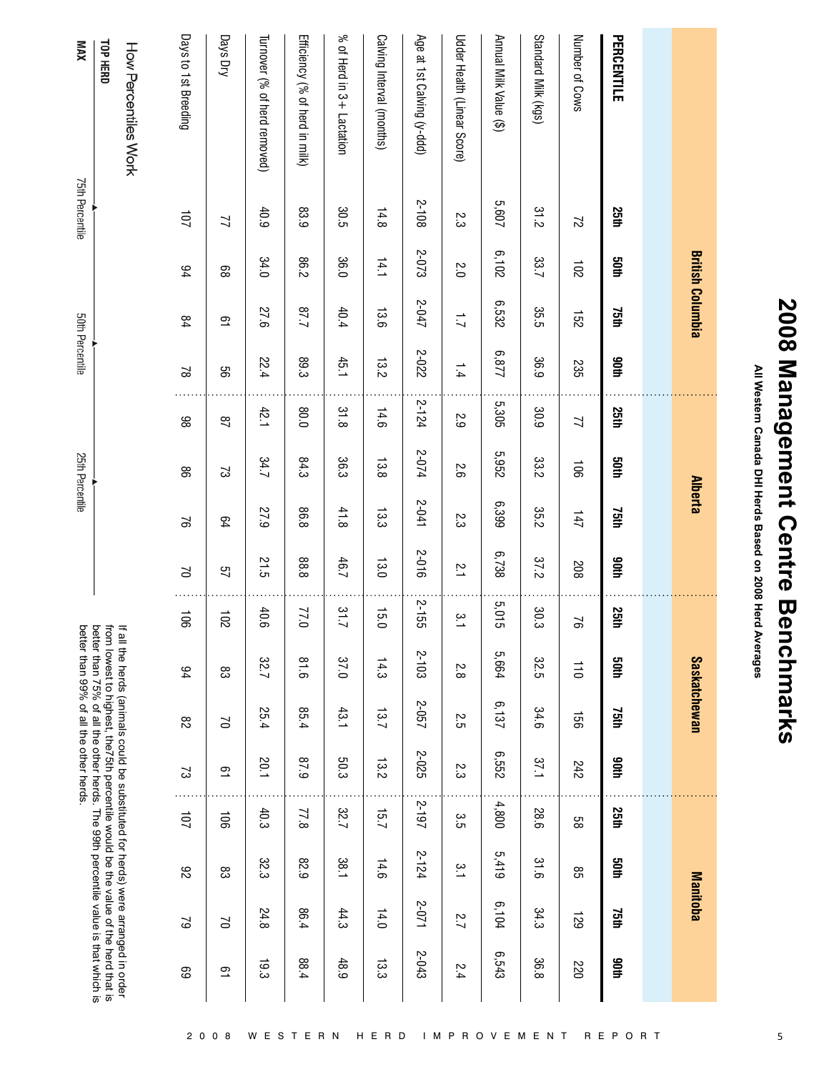# 2008 Management Centre Benchmarks

**All Western Canada DHI Herds Based on 2008 Herd Averages**

| | British Columbia | | | | Alberta | | | | Saskatchewan | | | | Manitoba | | | |
|---|---|---|---|---|---|---|---|---|---|---|---|---|---|---|---|---|
| **PERCENTILE** | **25th** | **50th** | **75th** | **90th** | **25th** | **50th** | **75th** | **90th** | **25th** | **50th** | **75th** | **90th** | **25th** | **50th** | **75th** | **90th** |
| Number of Cows | 72 | 102 | 152 | 235 | 77 | 106 | 147 | 208 | 76 | 110 | 156 | 242 | 58 | 85 | 129 | 220 |
| Standard Milk (kgs) | 31.2 | 33.7 | 35.5 | 36.9 | 30.9 | 33.2 | 35.2 | 37.2 | 30.3 | 32.5 | 34.6 | 37.1 | 28.6 | 31.6 | 34.3 | 36.8 |
| Annual Milk Value ($) | 5,607 | 6,102 | 6,532 | 6,877 | 5,305 | 5,952 | 6,399 | 6,738 | 5,015 | 5,664 | 6,137 | 6,552 | 4,800 | 5,419 | 6,104 | 6,543 |
| Udder Health (Linear Score) | 2.3 | 2.0 | 1.7 | 1.4 | 2.9 | 2.6 | 2.3 | 2.1 | 3.1 | 2.8 | 2.5 | 2.3 | 3.5 | 3.1 | 2.7 | 2.4 |
| Age at 1st Calving (y-ddd) | 2-108 | 2-073 | 2-047 | 2-022 | 2-124 | 2-074 | 2-041 | 2-016 | 2-155 | 2-103 | 2-057 | 2-025 | 2-197 | 2-124 | 2-071 | 2-043 |
| Calving Interval (months) | 14.8 | 14.1 | 13.6 | 13.2 | 14.6 | 13.8 | 13.3 | 13.0 | 15.0 | 14.3 | 13.7 | 13.2 | 15.7 | 14.6 | 14.0 | 13.3 |
| % of Herd in 3+ Lactation | 30.5 | 36.0 | 40.4 | 45.1 | 31.8 | 36.3 | 41.8 | 46.7 | 31.7 | 37.0 | 43.1 | 50.3 | 32.7 | 38.1 | 44.3 | 48.9 |
| Efficiency (% of herd in milk) | 83.9 | 86.2 | 87.7 | 89.3 | 80.0 | 84.3 | 86.8 | 88.8 | 77.0 | 81.6 | 85.4 | 87.9 | 77.8 | 82.9 | 86.4 | 88.4 |
| Turnover (% of herd removed) | 40.9 | 34.0 | 27.6 | 22.4 | 42.1 | 34.7 | 27.9 | 21.5 | 40.6 | 32.7 | 25.4 | 20.1 | 40.3 | 32.3 | 24.8 | 19.3 |
| Days Dry | 77 | 68 | 61 | 56 | 87 | 73 | 64 | 57 | 102 | 83 | 70 | 61 | 106 | 83 | 70 | 61 |
| Days to 1st Breeding | 107 | 94 | 84 | 78 | 98 | 86 | 76 | 70 | 106 | 94 | 82 | 73 | 107 | 92 | 79 | 69 |

## How Percentiles Work

MAX — TOP HERD — 75th Percentile — 50th Percentile — 25th Percentile

If all the herds (animals could be substituted for herds) were arranged in order from lowest to highest, the75th percentile would be the value of the herd that is better than 75% of all the other herds. The 99th percentile value is that which is better than 99% of all the other herds.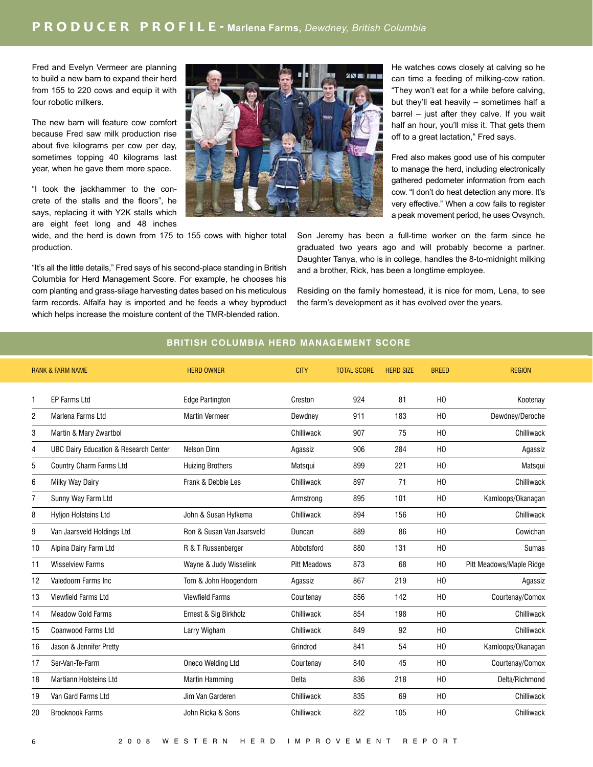# PRODUCER PROFILE - Marlena Farms, *Dewdney, British Columbia*

Fred and Evelyn Vermeer are planning to build a new barn to expand their herd from 155 to 220 cows and equip it with four robotic milkers.

The new barn will feature cow comfort because Fred saw milk production rise about five kilograms per cow per day, sometimes topping 40 kilograms last year, when he gave them more space.

"I took the jackhammer to the concrete of the stalls and the floors", he says, replacing it with Y2K stalls which are eight feet long and 48 inches wide, and the herd is down from 175 to 155 cows with higher total production.

"It's all the little details," Fred says of his second-place standing in British Columbia for Herd Management Score. For example, he chooses his corn planting and grass-silage harvesting dates based on his meticulous farm records. Alfalfa hay is imported and he feeds a whey byproduct which helps increase the moisture content of the TMR-blended ration.

He watches cows closely at calving so he can time a feeding of milking-cow ration. "They won't eat for a while before calving, but they'll eat heavily – sometimes half a barrel – just after they calve. If you wait half an hour, you'll miss it. That gets them off to a great lactation," Fred says.

Fred also makes good use of his computer to manage the herd, including electronically gathered pedometer information from each cow. "I don't do heat detection any more. It's very effective." When a cow fails to register a peak movement period, he uses Ovsynch.

Son Jeremy has been a full-time worker on the farm since he graduated two years ago and will probably become a partner. Daughter Tanya, who is in college, handles the 8-to-midnight milking and a brother, Rick, has been a longtime employee.

Residing on the family homestead, it is nice for mom, Lena, to see the farm's development as it has evolved over the years.

## BRITISH COLUMBIA HERD MANAGEMENT SCORE

| RANK & FARM NAME | | HERD OWNER | CITY | TOTAL SCORE | HERD SIZE | BREED | REGION |
|---|---|---|---|---|---|---|---|
| 1 | EP Farms Ltd | Edge Partington | Creston | 924 | 81 | HO | Kootenay |
| 2 | Marlena Farms Ltd | Martin Vermeer | Dewdney | 911 | 183 | HO | Dewdney/Deroche |
| 3 | Martin & Mary Zwartbol | | Chilliwack | 907 | 75 | HO | Chilliwack |
| 4 | UBC Dairy Education & Research Center | Nelson Dinn | Agassiz | 906 | 284 | HO | Agassiz |
| 5 | Country Charm Farms Ltd | Huizing Brothers | Matsqui | 899 | 221 | HO | Matsqui |
| 6 | Milky Way Dairy | Frank & Debbie Les | Chilliwack | 897 | 71 | HO | Chilliwack |
| 7 | Sunny Way Farm Ltd | | Armstrong | 895 | 101 | HO | Kamloops/Okanagan |
| 8 | Hyljon Holsteins Ltd | John & Susan Hylkema | Chilliwack | 894 | 156 | HO | Chilliwack |
| 9 | Van Jaarsveld Holdings Ltd | Ron & Susan Van Jaarsveld | Duncan | 889 | 86 | HO | Cowichan |
| 10 | Alpina Dairy Farm Ltd | R & T Russenberger | Abbotsford | 880 | 131 | HO | Sumas |
| 11 | Wisselview Farms | Wayne & Judy Wisselink | Pitt Meadows | 873 | 68 | HO | Pitt Meadows/Maple Ridge |
| 12 | Valedoorn Farms Inc | Tom & John Hoogendorn | Agassiz | 867 | 219 | HO | Agassiz |
| 13 | Viewfield Farms Ltd | Viewfield Farms | Courtenay | 856 | 142 | HO | Courtenay/Comox |
| 14 | Meadow Gold Farms | Ernest & Sig Birkholz | Chilliwack | 854 | 198 | HO | Chilliwack |
| 15 | Coanwood Farms Ltd | Larry Wigham | Chilliwack | 849 | 92 | HO | Chilliwack |
| 16 | Jason & Jennifer Pretty | | Grindrod | 841 | 54 | HO | Kamloops/Okanagan |
| 17 | Ser-Van-Te-Farm | Oneco Welding Ltd | Courtenay | 840 | 45 | HO | Courtenay/Comox |
| 18 | Martiann Holsteins Ltd | Martin Hamming | Delta | 836 | 218 | HO | Delta/Richmond |
| 19 | Van Gard Farms Ltd | Jim Van Garderen | Chilliwack | 835 | 69 | HO | Chilliwack |
| 20 | Brooknook Farms | John Ricka & Sons | Chilliwack | 822 | 105 | HO | Chilliwack |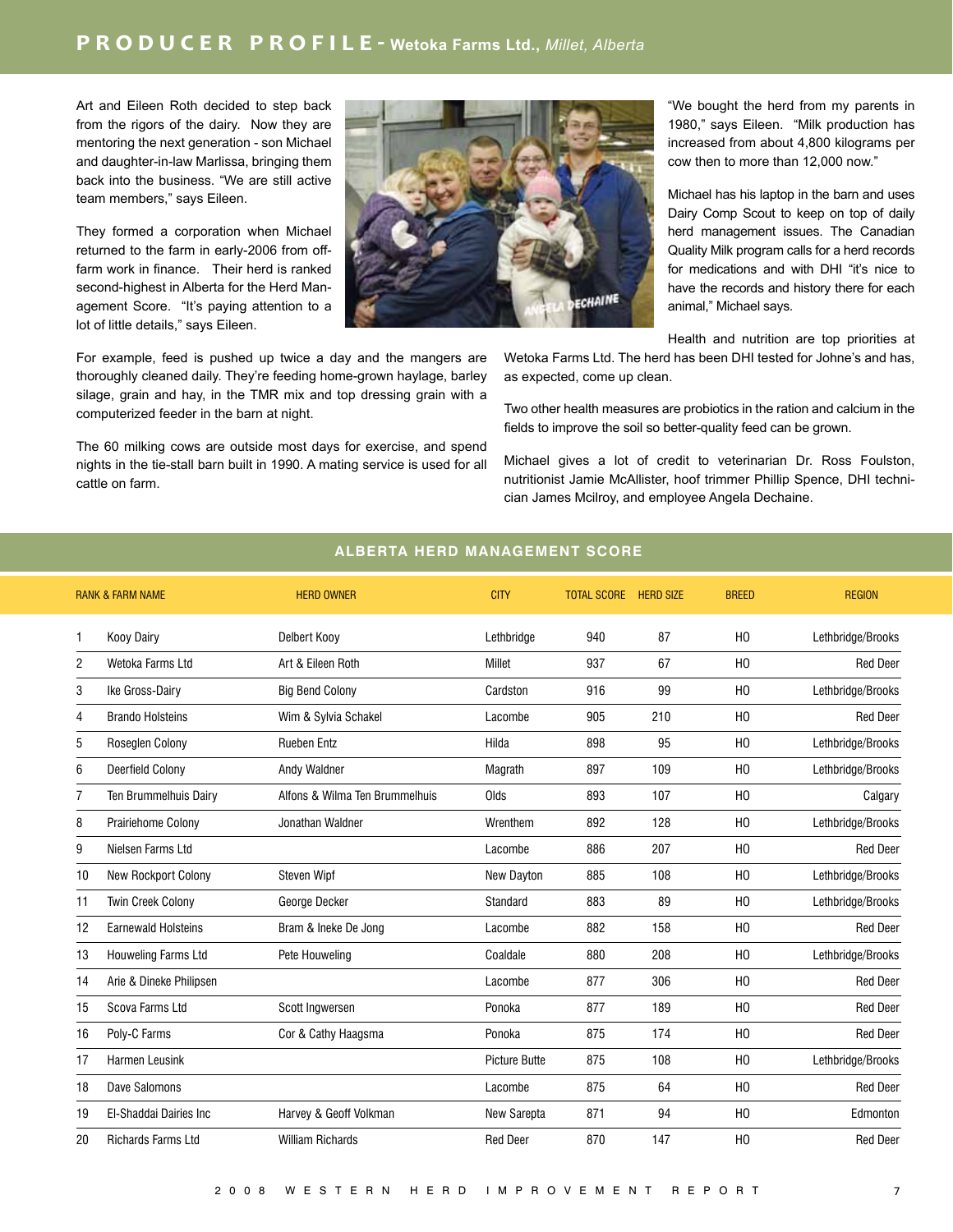# PRODUCER PROFILE - Wetoka Farms Ltd., *Millet, Alberta*

Art and Eileen Roth decided to step back from the rigors of the dairy. Now they are mentoring the next generation - son Michael and daughter-in-law Marlissa, bringing them back into the business. "We are still active team members," says Eileen.

They formed a corporation when Michael returned to the farm in early-2006 from off-farm work in finance. Their herd is ranked second-highest in Alberta for the Herd Management Score. "It's paying attention to a lot of little details," says Eileen.

For example, feed is pushed up twice a day and the mangers are thoroughly cleaned daily. They're feeding home-grown haylage, barley silage, grain and hay, in the TMR mix and top dressing grain with a computerized feeder in the barn at night.

The 60 milking cows are outside most days for exercise, and spend nights in the tie-stall barn built in 1990. A mating service is used for all cattle on farm.

"We bought the herd from my parents in 1980," says Eileen. "Milk production has increased from about 4,800 kilograms per cow then to more than 12,000 now."

Michael has his laptop in the barn and uses Dairy Comp Scout to keep on top of daily herd management issues. The Canadian Quality Milk program calls for a herd records for medications and with DHI "it's nice to have the records and history there for each animal," Michael says.

Health and nutrition are top priorities at Wetoka Farms Ltd. The herd has been DHI tested for Johne's and has, as expected, come up clean.

Two other health measures are probiotics in the ration and calcium in the fields to improve the soil so better-quality feed can be grown.

Michael gives a lot of credit to veterinarian Dr. Ross Foulston, nutritionist Jamie McAllister, hoof trimmer Phillip Spence, DHI technician James Mcilroy, and employee Angela Dechaine.

## ALBERTA HERD MANAGEMENT SCORE

| RANK | FARM NAME | HERD OWNER | CITY | TOTAL SCORE | HERD SIZE | BREED | REGION |
|---|---|---|---|---|---|---|---|
| 1 | Kooy Dairy | Delbert Kooy | Lethbridge | 940 | 87 | HO | Lethbridge/Brooks |
| 2 | Wetoka Farms Ltd | Art & Eileen Roth | Millet | 937 | 67 | HO | Red Deer |
| 3 | Ike Gross-Dairy | Big Bend Colony | Cardston | 916 | 99 | HO | Lethbridge/Brooks |
| 4 | Brando Holsteins | Wim & Sylvia Schakel | Lacombe | 905 | 210 | HO | Red Deer |
| 5 | Roseglen Colony | Rueben Entz | Hilda | 898 | 95 | HO | Lethbridge/Brooks |
| 6 | Deerfield Colony | Andy Waldner | Magrath | 897 | 109 | HO | Lethbridge/Brooks |
| 7 | Ten Brummelhuis Dairy | Alfons & Wilma Ten Brummelhuis | Olds | 893 | 107 | HO | Calgary |
| 8 | Prairiehome Colony | Jonathan Waldner | Wrenthem | 892 | 128 | HO | Lethbridge/Brooks |
| 9 | Nielsen Farms Ltd | | Lacombe | 886 | 207 | HO | Red Deer |
| 10 | New Rockport Colony | Steven Wipf | New Dayton | 885 | 108 | HO | Lethbridge/Brooks |
| 11 | Twin Creek Colony | George Decker | Standard | 883 | 89 | HO | Lethbridge/Brooks |
| 12 | Earnewald Holsteins | Bram & Ineke De Jong | Lacombe | 882 | 158 | HO | Red Deer |
| 13 | Houweling Farms Ltd | Pete Houweling | Coaldale | 880 | 208 | HO | Lethbridge/Brooks |
| 14 | Arie & Dineke Philipsen | | Lacombe | 877 | 306 | HO | Red Deer |
| 15 | Scova Farms Ltd | Scott Ingwersen | Ponoka | 877 | 189 | HO | Red Deer |
| 16 | Poly-C Farms | Cor & Cathy Haagsma | Ponoka | 875 | 174 | HO | Red Deer |
| 17 | Harmen Leusink | | Picture Butte | 875 | 108 | HO | Lethbridge/Brooks |
| 18 | Dave Salomons | | Lacombe | 875 | 64 | HO | Red Deer |
| 19 | El-Shaddai Dairies Inc | Harvey & Geoff Volkman | New Sarepta | 871 | 94 | HO | Edmonton |
| 20 | Richards Farms Ltd | William Richards | Red Deer | 870 | 147 | HO | Red Deer |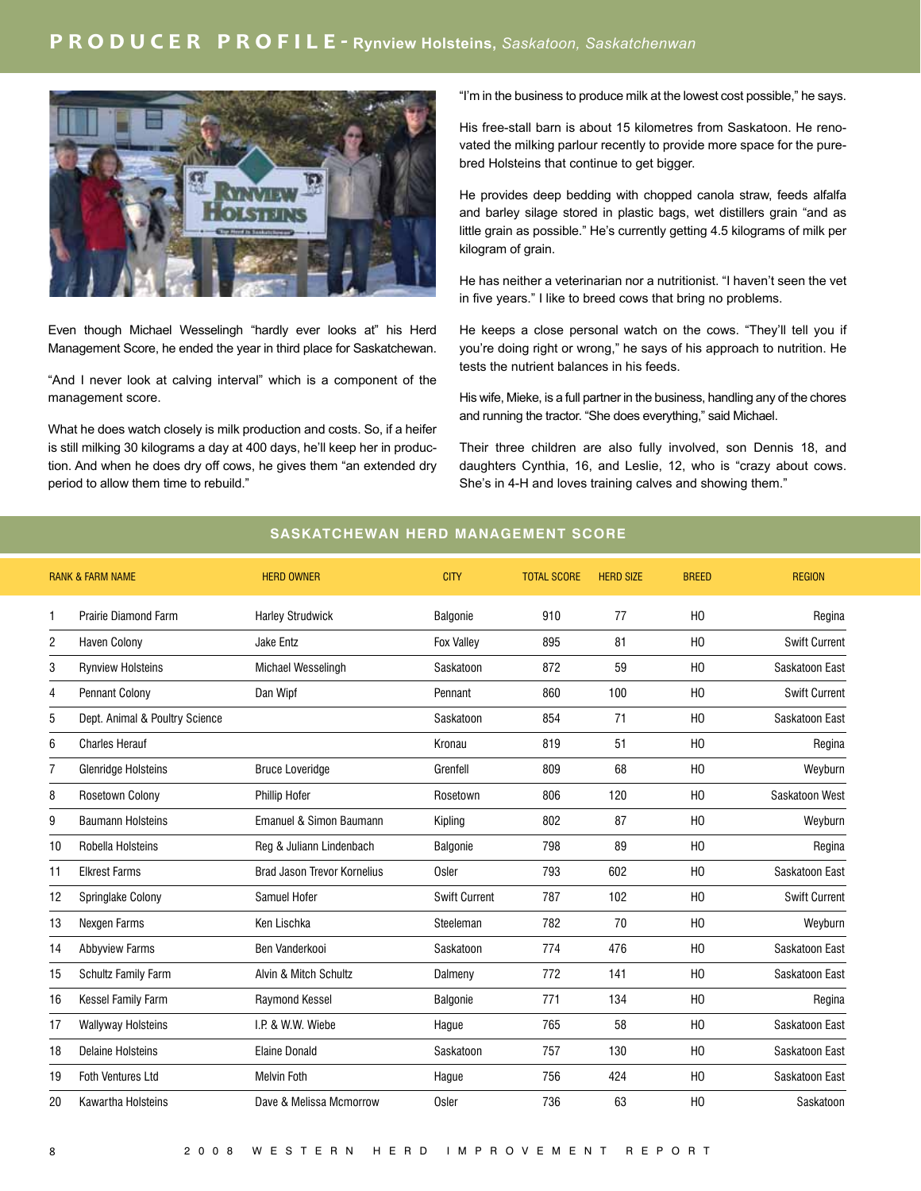# PRODUCER PROFILE - **Rynview Holsteins,** *Saskatoon, Saskatchenwan*

Even though Michael Wesselingh "hardly ever looks at" his Herd Management Score, he ended the year in third place for Saskatchewan.

"And I never look at calving interval" which is a component of the management score.

What he does watch closely is milk production and costs. So, if a heifer is still milking 30 kilograms a day at 400 days, he'll keep her in production. And when he does dry off cows, he gives them "an extended dry period to allow them time to rebuild."

"I'm in the business to produce milk at the lowest cost possible," he says.

His free-stall barn is about 15 kilometres from Saskatoon. He renovated the milking parlour recently to provide more space for the purebred Holsteins that continue to get bigger.

He provides deep bedding with chopped canola straw, feeds alfalfa and barley silage stored in plastic bags, wet distillers grain "and as little grain as possible." He's currently getting 4.5 kilograms of milk per kilogram of grain.

He has neither a veterinarian nor a nutritionist. "I haven't seen the vet in five years." I like to breed cows that bring no problems.

He keeps a close personal watch on the cows. "They'll tell you if you're doing right or wrong," he says of his approach to nutrition. He tests the nutrient balances in his feeds.

His wife, Mieke, is a full partner in the business, handling any of the chores and running the tractor. "She does everything," said Michael.

Their three children are also fully involved, son Dennis 18, and daughters Cynthia, 16, and Leslie, 12, who is "crazy about cows. She's in 4-H and loves training calves and showing them."

## SASKATCHEWAN HERD MANAGEMENT SCORE

| RANK & FARM NAME | | HERD OWNER | CITY | TOTAL SCORE | HERD SIZE | BREED | REGION |
|---|---|---|---|---|---|---|---|
| 1 | Prairie Diamond Farm | Harley Strudwick | Balgonie | 910 | 77 | HO | Regina |
| 2 | Haven Colony | Jake Entz | Fox Valley | 895 | 81 | HO | Swift Current |
| 3 | Rynview Holsteins | Michael Wesselingh | Saskatoon | 872 | 59 | HO | Saskatoon East |
| 4 | Pennant Colony | Dan Wipf | Pennant | 860 | 100 | HO | Swift Current |
| 5 | Dept. Animal & Poultry Science | | Saskatoon | 854 | 71 | HO | Saskatoon East |
| 6 | Charles Herauf | | Kronau | 819 | 51 | HO | Regina |
| 7 | Glenridge Holsteins | Bruce Loveridge | Grenfell | 809 | 68 | HO | Weyburn |
| 8 | Rosetown Colony | Phillip Hofer | Rosetown | 806 | 120 | HO | Saskatoon West |
| 9 | Baumann Holsteins | Emanuel & Simon Baumann | Kipling | 802 | 87 | HO | Weyburn |
| 10 | Robella Holsteins | Reg & Juliann Lindenbach | Balgonie | 798 | 89 | HO | Regina |
| 11 | Elkrest Farms | Brad Jason Trevor Kornelius | Osler | 793 | 602 | HO | Saskatoon East |
| 12 | Springlake Colony | Samuel Hofer | Swift Current | 787 | 102 | HO | Swift Current |
| 13 | Nexgen Farms | Ken Lischka | Steeleman | 782 | 70 | HO | Weyburn |
| 14 | Abbyview Farms | Ben Vanderkooi | Saskatoon | 774 | 476 | HO | Saskatoon East |
| 15 | Schultz Family Farm | Alvin & Mitch Schultz | Dalmeny | 772 | 141 | HO | Saskatoon East |
| 16 | Kessel Family Farm | Raymond Kessel | Balgonie | 771 | 134 | HO | Regina |
| 17 | Wallyway Holsteins | I.P. & W.W. Wiebe | Hague | 765 | 58 | HO | Saskatoon East |
| 18 | Delaine Holsteins | Elaine Donald | Saskatoon | 757 | 130 | HO | Saskatoon East |
| 19 | Foth Ventures Ltd | Melvin Foth | Hague | 756 | 424 | HO | Saskatoon East |
| 20 | Kawartha Holsteins | Dave & Melissa Mcmorrow | Osler | 736 | 63 | HO | Saskatoon |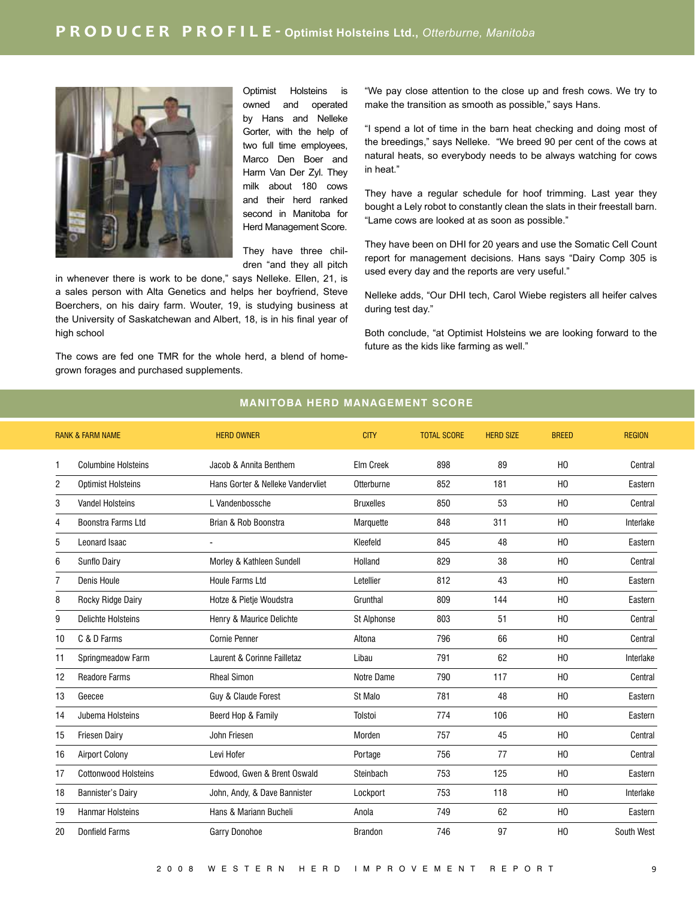# PRODUCER PROFILE - Optimist Holsteins Ltd., *Otterburne, Manitoba*

Optimist Holsteins is owned and operated by Hans and Nelleke Gorter, with the help of two full time employees, Marco Den Boer and Harm Van Der Zyl. They milk about 180 cows and their herd ranked second in Manitoba for Herd Management Score.

They have three children "and they all pitch in whenever there is work to be done," says Nelleke. Ellen, 21, is a sales person with Alta Genetics and helps her boyfriend, Steve Boerchers, on his dairy farm. Wouter, 19, is studying business at the University of Saskatchewan and Albert, 18, is in his final year of high school

The cows are fed one TMR for the whole herd, a blend of home-grown forages and purchased supplements.

"We pay close attention to the close up and fresh cows. We try to make the transition as smooth as possible," says Hans.

"I spend a lot of time in the barn heat checking and doing most of the breedings," says Nelleke. "We breed 90 per cent of the cows at natural heats, so everybody needs to be always watching for cows in heat."

They have a regular schedule for hoof trimming. Last year they bought a Lely robot to constantly clean the slats in their freestall barn. "Lame cows are looked at as soon as possible."

They have been on DHI for 20 years and use the Somatic Cell Count report for management decisions. Hans says "Dairy Comp 305 is used every day and the reports are very useful."

Nelleke adds, "Our DHI tech, Carol Wiebe registers all heifer calves during test day."

Both conclude, "at Optimist Holsteins we are looking forward to the future as the kids like farming as well."

## MANITOBA HERD MANAGEMENT SCORE

| RANK & FARM NAME | | HERD OWNER | CITY | TOTAL SCORE | HERD SIZE | BREED | REGION |
|---|---|---|---|---|---|---|---|
| 1 | Columbine Holsteins | Jacob & Annita Benthem | Elm Creek | 898 | 89 | HO | Central |
| 2 | Optimist Holsteins | Hans Gorter & Nelleke Vandervliet | Otterburne | 852 | 181 | HO | Eastern |
| 3 | Vandel Holsteins | L Vandenbossche | Bruxelles | 850 | 53 | HO | Central |
| 4 | Boonstra Farms Ltd | Brian & Rob Boonstra | Marquette | 848 | 311 | HO | Interlake |
| 5 | Leonard Isaac | - | Kleefeld | 845 | 48 | HO | Eastern |
| 6 | Sunflo Dairy | Morley & Kathleen Sundell | Holland | 829 | 38 | HO | Central |
| 7 | Denis Houle | Houle Farms Ltd | Letellier | 812 | 43 | HO | Eastern |
| 8 | Rocky Ridge Dairy | Hotze & Pietje Woudstra | Grunthal | 809 | 144 | HO | Eastern |
| 9 | Delichte Holsteins | Henry & Maurice Delichte | St Alphonse | 803 | 51 | HO | Central |
| 10 | C & D Farms | Cornie Penner | Altona | 796 | 66 | HO | Central |
| 11 | Springmeadow Farm | Laurent & Corinne Failletaz | Libau | 791 | 62 | HO | Interlake |
| 12 | Readore Farms | Rheal Simon | Notre Dame | 790 | 117 | HO | Central |
| 13 | Geecee | Guy & Claude Forest | St Malo | 781 | 48 | HO | Eastern |
| 14 | Jubema Holsteins | Beerd Hop & Family | Tolstoi | 774 | 106 | HO | Eastern |
| 15 | Friesen Dairy | John Friesen | Morden | 757 | 45 | HO | Central |
| 16 | Airport Colony | Levi Hofer | Portage | 756 | 77 | HO | Central |
| 17 | Cottonwood Holsteins | Edwood, Gwen & Brent Oswald | Steinbach | 753 | 125 | HO | Eastern |
| 18 | Bannister's Dairy | John, Andy, & Dave Bannister | Lockport | 753 | 118 | HO | Interlake |
| 19 | Hanmar Holsteins | Hans & Mariann Bucheli | Anola | 749 | 62 | HO | Eastern |
| 20 | Donfield Farms | Garry Donohoe | Brandon | 746 | 97 | HO | South West |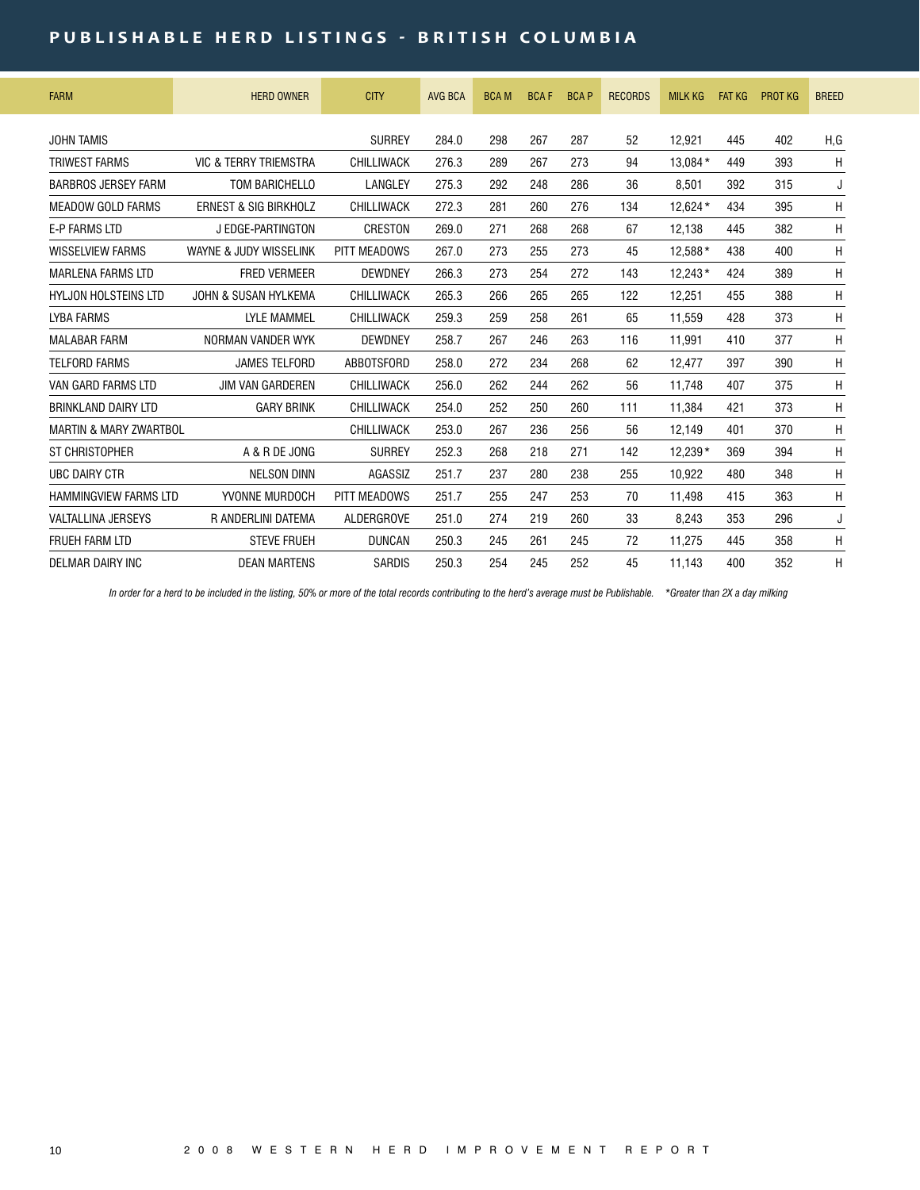# PUBLISHABLE HERD LISTINGS - BRITISH COLUMBIA

| FARM | HERD OWNER | CITY | AVG BCA | BCA M | BCA F | BCA P | RECORDS | MILK KG | FAT KG | PROT KG | BREED |
|---|---|---|---|---|---|---|---|---|---|---|---|
| JOHN TAMIS | | SURREY | 284.0 | 298 | 267 | 287 | 52 | 12,921 | 445 | 402 | H,G |
| TRIWEST FARMS | VIC & TERRY TRIEMSTRA | CHILLIWACK | 276.3 | 289 | 267 | 273 | 94 | 13,084* | 449 | 393 | H |
| BARBROS JERSEY FARM | TOM BARICHELLO | LANGLEY | 275.3 | 292 | 248 | 286 | 36 | 8,501 | 392 | 315 | J |
| MEADOW GOLD FARMS | ERNEST & SIG BIRKHOLZ | CHILLIWACK | 272.3 | 281 | 260 | 276 | 134 | 12,624* | 434 | 395 | H |
| E-P FARMS LTD | J EDGE-PARTINGTON | CRESTON | 269.0 | 271 | 268 | 268 | 67 | 12,138 | 445 | 382 | H |
| WISSELVIEW FARMS | WAYNE & JUDY WISSELINK | PITT MEADOWS | 267.0 | 273 | 255 | 273 | 45 | 12,588* | 438 | 400 | H |
| MARLENA FARMS LTD | FRED VERMEER | DEWDNEY | 266.3 | 273 | 254 | 272 | 143 | 12,243* | 424 | 389 | H |
| HYLJON HOLSTEINS LTD | JOHN & SUSAN HYLKEMA | CHILLIWACK | 265.3 | 266 | 265 | 265 | 122 | 12,251 | 455 | 388 | H |
| LYBA FARMS | LYLE MAMMEL | CHILLIWACK | 259.3 | 259 | 258 | 261 | 65 | 11,559 | 428 | 373 | H |
| MALABAR FARM | NORMAN VANDER WYK | DEWDNEY | 258.7 | 267 | 246 | 263 | 116 | 11,991 | 410 | 377 | H |
| TELFORD FARMS | JAMES TELFORD | ABBOTSFORD | 258.0 | 272 | 234 | 268 | 62 | 12,477 | 397 | 390 | H |
| VAN GARD FARMS LTD | JIM VAN GARDEREN | CHILLIWACK | 256.0 | 262 | 244 | 262 | 56 | 11,748 | 407 | 375 | H |
| BRINKLAND DAIRY LTD | GARY BRINK | CHILLIWACK | 254.0 | 252 | 250 | 260 | 111 | 11,384 | 421 | 373 | H |
| MARTIN & MARY ZWARTBOL | | CHILLIWACK | 253.0 | 267 | 236 | 256 | 56 | 12,149 | 401 | 370 | H |
| ST CHRISTOPHER | A & R DE JONG | SURREY | 252.3 | 268 | 218 | 271 | 142 | 12,239* | 369 | 394 | H |
| UBC DAIRY CTR | NELSON DINN | AGASSIZ | 251.7 | 237 | 280 | 238 | 255 | 10,922 | 480 | 348 | H |
| HAMMINGVIEW FARMS LTD | YVONNE MURDOCH | PITT MEADOWS | 251.7 | 255 | 247 | 253 | 70 | 11,498 | 415 | 363 | H |
| VALTALLINA JERSEYS | R ANDERLINI DATEMA | ALDERGROVE | 251.0 | 274 | 219 | 260 | 33 | 8,243 | 353 | 296 | J |
| FRUEH FARM LTD | STEVE FRUEH | DUNCAN | 250.3 | 245 | 261 | 245 | 72 | 11,275 | 445 | 358 | H |
| DELMAR DAIRY INC | DEAN MARTENS | SARDIS | 250.3 | 254 | 245 | 252 | 45 | 11,143 | 400 | 352 | H |

*In order for a herd to be included in the listing, 50% or more of the total records contributing to the herd's average must be Publishable. \*Greater than 2X a day milking*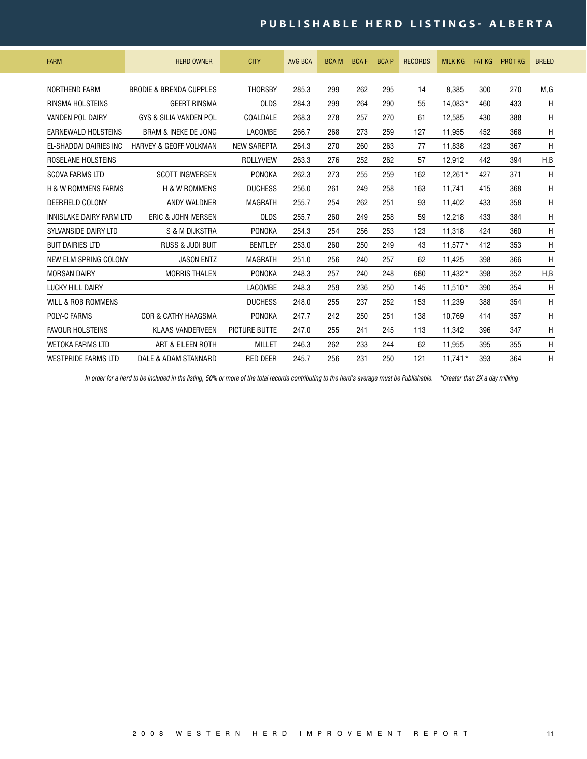# PUBLISHABLE HERD LISTINGS- ALBERTA

| FARM | HERD OWNER | CITY | AVG BCA | BCA M | BCA F | BCA P | RECORDS | MILK KG | FAT KG | PROT KG | BREED |
|---|---|---|---|---|---|---|---|---|---|---|---|
| NORTHEND FARM | BRODIE & BRENDA CUPPLES | THORSBY | 285.3 | 299 | 262 | 295 | 14 | 8,385 | 300 | 270 | M,G |
| RINSMA HOLSTEINS | GEERT RINSMA | OLDS | 284.3 | 299 | 264 | 290 | 55 | 14,083 * | 460 | 433 | H |
| VANDEN POL DAIRY | GYS & SILIA VANDEN POL | COALDALE | 268.3 | 278 | 257 | 270 | 61 | 12,585 | 430 | 388 | H |
| EARNEWALD HOLSTEINS | BRAM & INEKE DE JONG | LACOMBE | 266.7 | 268 | 273 | 259 | 127 | 11,955 | 452 | 368 | H |
| EL-SHADDAI DAIRIES INC | HARVEY & GEOFF VOLKMAN | NEW SAREPTA | 264.3 | 270 | 260 | 263 | 77 | 11,838 | 423 | 367 | H |
| ROSELANE HOLSTEINS | | ROLLYVIEW | 263.3 | 276 | 252 | 262 | 57 | 12,912 | 442 | 394 | H,B |
| SCOVA FARMS LTD | SCOTT INGWERSEN | PONOKA | 262.3 | 273 | 255 | 259 | 162 | 12,261 * | 427 | 371 | H |
| H & W ROMMENS FARMS | H & W ROMMENS | DUCHESS | 256.0 | 261 | 249 | 258 | 163 | 11,741 | 415 | 368 | H |
| DEERFIELD COLONY | ANDY WALDNER | MAGRATH | 255.7 | 254 | 262 | 251 | 93 | 11,402 | 433 | 358 | H |
| INNISLAKE DAIRY FARM LTD | ERIC & JOHN IVERSEN | OLDS | 255.7 | 260 | 249 | 258 | 59 | 12,218 | 433 | 384 | H |
| SYLVANSIDE DAIRY LTD | S & M DIJKSTRA | PONOKA | 254.3 | 254 | 256 | 253 | 123 | 11,318 | 424 | 360 | H |
| BUIT DAIRIES LTD | RUSS & JUDI BUIT | BENTLEY | 253.0 | 260 | 250 | 249 | 43 | 11,577 * | 412 | 353 | H |
| NEW ELM SPRING COLONY | JASON ENTZ | MAGRATH | 251.0 | 256 | 240 | 257 | 62 | 11,425 | 398 | 366 | H |
| MORSAN DAIRY | MORRIS THALEN | PONOKA | 248.3 | 257 | 240 | 248 | 680 | 11,432 * | 398 | 352 | H,B |
| LUCKY HILL DAIRY | | LACOMBE | 248.3 | 259 | 236 | 250 | 145 | 11,510 * | 390 | 354 | H |
| WILL & ROB ROMMENS | | DUCHESS | 248.0 | 255 | 237 | 252 | 153 | 11,239 | 388 | 354 | H |
| POLY-C FARMS | COR & CATHY HAAGSMA | PONOKA | 247.7 | 242 | 250 | 251 | 138 | 10,769 | 414 | 357 | H |
| FAVOUR HOLSTEINS | KLAAS VANDERVEEN | PICTURE BUTTE | 247.0 | 255 | 241 | 245 | 113 | 11,342 | 396 | 347 | H |
| WETOKA FARMS LTD | ART & EILEEN ROTH | MILLET | 246.3 | 262 | 233 | 244 | 62 | 11,955 | 395 | 355 | H |
| WESTPRIDE FARMS LTD | DALE & ADAM STANNARD | RED DEER | 245.7 | 256 | 231 | 250 | 121 | 11,741 * | 393 | 364 | H |

*In order for a herd to be included in the listing, 50% or more of the total records contributing to the herd's average must be Publishable. \*Greater than 2X a day milking*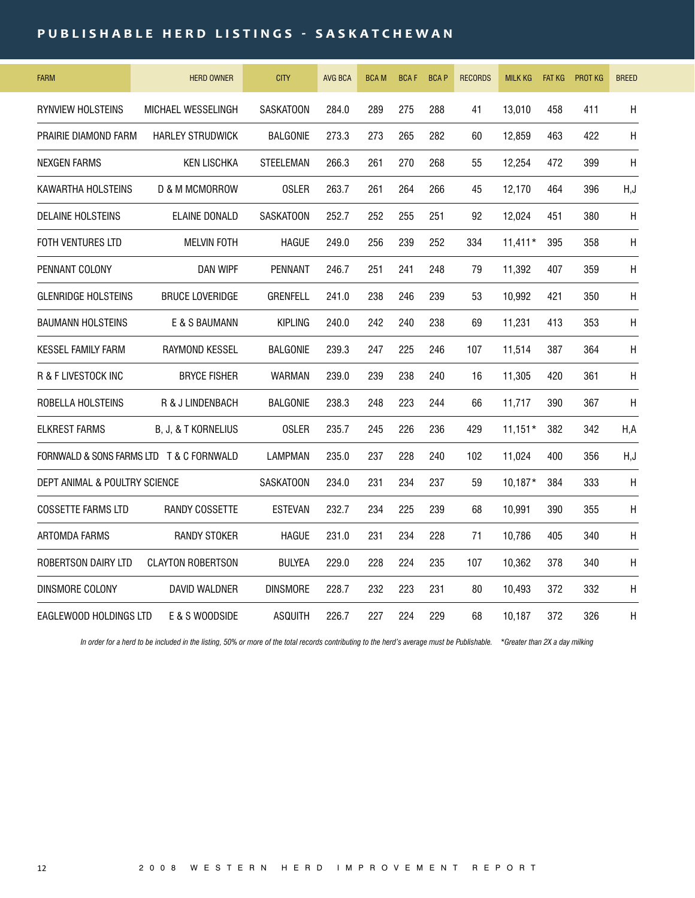# PUBLISHABLE HERD LISTINGS - SASKATCHEWAN

| FARM | HERD OWNER | CITY | AVG BCA | BCA M | BCA F | BCA P | RECORDS | MILK KG | FAT KG | PROT KG | BREED |
|---|---|---|---|---|---|---|---|---|---|---|---|
| RYNVIEW HOLSTEINS | MICHAEL WESSELINGH | SASKATOON | 284.0 | 289 | 275 | 288 | 41 | 13,010 | 458 | 411 | H |
| PRAIRIE DIAMOND FARM | HARLEY STRUDWICK | BALGONIE | 273.3 | 273 | 265 | 282 | 60 | 12,859 | 463 | 422 | H |
| NEXGEN FARMS | KEN LISCHKA | STEELEMAN | 266.3 | 261 | 270 | 268 | 55 | 12,254 | 472 | 399 | H |
| KAWARTHA HOLSTEINS | D & M MCMORROW | OSLER | 263.7 | 261 | 264 | 266 | 45 | 12,170 | 464 | 396 | H,J |
| DELAINE HOLSTEINS | ELAINE DONALD | SASKATOON | 252.7 | 252 | 255 | 251 | 92 | 12,024 | 451 | 380 | H |
| FOTH VENTURES LTD | MELVIN FOTH | HAGUE | 249.0 | 256 | 239 | 252 | 334 | 11,411* | 395 | 358 | H |
| PENNANT COLONY | DAN WIPF | PENNANT | 246.7 | 251 | 241 | 248 | 79 | 11,392 | 407 | 359 | H |
| GLENRIDGE HOLSTEINS | BRUCE LOVERIDGE | GRENFELL | 241.0 | 238 | 246 | 239 | 53 | 10,992 | 421 | 350 | H |
| BAUMANN HOLSTEINS | E & S BAUMANN | KIPLING | 240.0 | 242 | 240 | 238 | 69 | 11,231 | 413 | 353 | H |
| KESSEL FAMILY FARM | RAYMOND KESSEL | BALGONIE | 239.3 | 247 | 225 | 246 | 107 | 11,514 | 387 | 364 | H |
| R & F LIVESTOCK INC | BRYCE FISHER | WARMAN | 239.0 | 239 | 238 | 240 | 16 | 11,305 | 420 | 361 | H |
| ROBELLA HOLSTEINS | R & J LINDENBACH | BALGONIE | 238.3 | 248 | 223 | 244 | 66 | 11,717 | 390 | 367 | H |
| ELKREST FARMS | B, J, & T KORNELIUS | OSLER | 235.7 | 245 | 226 | 236 | 429 | 11,151* | 382 | 342 | H,A |
| FORNWALD & SONS FARMS LTD | T & C FORNWALD | LAMPMAN | 235.0 | 237 | 228 | 240 | 102 | 11,024 | 400 | 356 | H,J |
| DEPT ANIMAL & POULTRY SCIENCE | | SASKATOON | 234.0 | 231 | 234 | 237 | 59 | 10,187* | 384 | 333 | H |
| COSSETTE FARMS LTD | RANDY COSSETTE | ESTEVAN | 232.7 | 234 | 225 | 239 | 68 | 10,991 | 390 | 355 | H |
| ARTOMDA FARMS | RANDY STOKER | HAGUE | 231.0 | 231 | 234 | 228 | 71 | 10,786 | 405 | 340 | H |
| ROBERTSON DAIRY LTD | CLAYTON ROBERTSON | BULYEA | 229.0 | 228 | 224 | 235 | 107 | 10,362 | 378 | 340 | H |
| DINSMORE COLONY | DAVID WALDNER | DINSMORE | 228.7 | 232 | 223 | 231 | 80 | 10,493 | 372 | 332 | H |
| EAGLEWOOD HOLDINGS LTD | E & S WOODSIDE | ASQUITH | 226.7 | 227 | 224 | 229 | 68 | 10,187 | 372 | 326 | H |

*In order for a herd to be included in the listing, 50% or more of the total records contributing to the herd's average must be Publishable. \*Greater than 2X a day milking*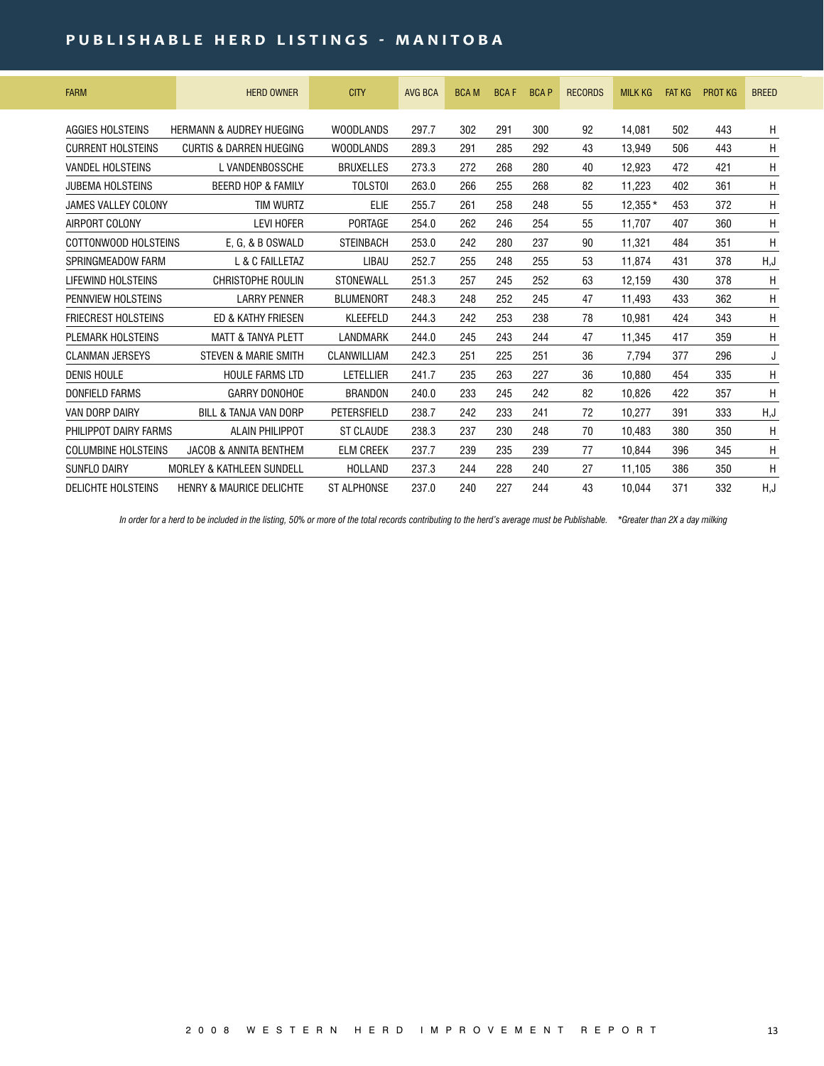# PUBLISHABLE HERD LISTINGS - MANITOBA

| FARM | HERD OWNER | CITY | AVG BCA | BCA M | BCA F | BCA P | RECORDS | MILK KG | FAT KG | PROT KG | BREED |
|---|---|---|---|---|---|---|---|---|---|---|---|
| AGGIES HOLSTEINS | HERMANN & AUDREY HUEGING | WOODLANDS | 297.7 | 302 | 291 | 300 | 92 | 14,081 | 502 | 443 | H |
| CURRENT HOLSTEINS | CURTIS & DARREN HUEGING | WOODLANDS | 289.3 | 291 | 285 | 292 | 43 | 13,949 | 506 | 443 | H |
| VANDEL HOLSTEINS | L VANDENBOSSCHE | BRUXELLES | 273.3 | 272 | 268 | 280 | 40 | 12,923 | 472 | 421 | H |
| JUBEMA HOLSTEINS | BEERD HOP & FAMILY | TOLSTOI | 263.0 | 266 | 255 | 268 | 82 | 11,223 | 402 | 361 | H |
| JAMES VALLEY COLONY | TIM WURTZ | ELIE | 255.7 | 261 | 258 | 248 | 55 | 12,355 * | 453 | 372 | H |
| AIRPORT COLONY | LEVI HOFER | PORTAGE | 254.0 | 262 | 246 | 254 | 55 | 11,707 | 407 | 360 | H |
| COTTONWOOD HOLSTEINS | E, G, & B OSWALD | STEINBACH | 253.0 | 242 | 280 | 237 | 90 | 11,321 | 484 | 351 | H |
| SPRINGMEADOW FARM | L & C FAILLETAZ | LIBAU | 252.7 | 255 | 248 | 255 | 53 | 11,874 | 431 | 378 | H,J |
| LIFEWIND HOLSTEINS | CHRISTOPHE ROULIN | STONEWALL | 251.3 | 257 | 245 | 252 | 63 | 12,159 | 430 | 378 | H |
| PENNVIEW HOLSTEINS | LARRY PENNER | BLUMENORT | 248.3 | 248 | 252 | 245 | 47 | 11,493 | 433 | 362 | H |
| FRIECREST HOLSTEINS | ED & KATHY FRIESEN | KLEEFELD | 244.3 | 242 | 253 | 238 | 78 | 10,981 | 424 | 343 | H |
| PLEMARK HOLSTEINS | MATT & TANYA PLETT | LANDMARK | 244.0 | 245 | 243 | 244 | 47 | 11,345 | 417 | 359 | H |
| CLANMAN JERSEYS | STEVEN & MARIE SMITH | CLANWILLIAM | 242.3 | 251 | 225 | 251 | 36 | 7,794 | 377 | 296 | J |
| DENIS HOULE | HOULE FARMS LTD | LETELLIER | 241.7 | 235 | 263 | 227 | 36 | 10,880 | 454 | 335 | H |
| DONFIELD FARMS | GARRY DONOHOE | BRANDON | 240.0 | 233 | 245 | 242 | 82 | 10,826 | 422 | 357 | H |
| VAN DORP DAIRY | BILL & TANJA VAN DORP | PETERSFIELD | 238.7 | 242 | 233 | 241 | 72 | 10,277 | 391 | 333 | H,J |
| PHILIPPOT DAIRY FARMS | ALAIN PHILIPPOT | ST CLAUDE | 238.3 | 237 | 230 | 248 | 70 | 10,483 | 380 | 350 | H |
| COLUMBINE HOLSTEINS | JACOB & ANNITA BENTHEM | ELM CREEK | 237.7 | 239 | 235 | 239 | 77 | 10,844 | 396 | 345 | H |
| SUNFLO DAIRY | MORLEY & KATHLEEN SUNDELL | HOLLAND | 237.3 | 244 | 228 | 240 | 27 | 11,105 | 386 | 350 | H |
| DELICHTE HOLSTEINS | HENRY & MAURICE DELICHTE | ST ALPHONSE | 237.0 | 240 | 227 | 244 | 43 | 10,044 | 371 | 332 | H,J |

*In order for a herd to be included in the listing, 50% or more of the total records contributing to the herd's average must be Publishable. \*Greater than 2X a day milking*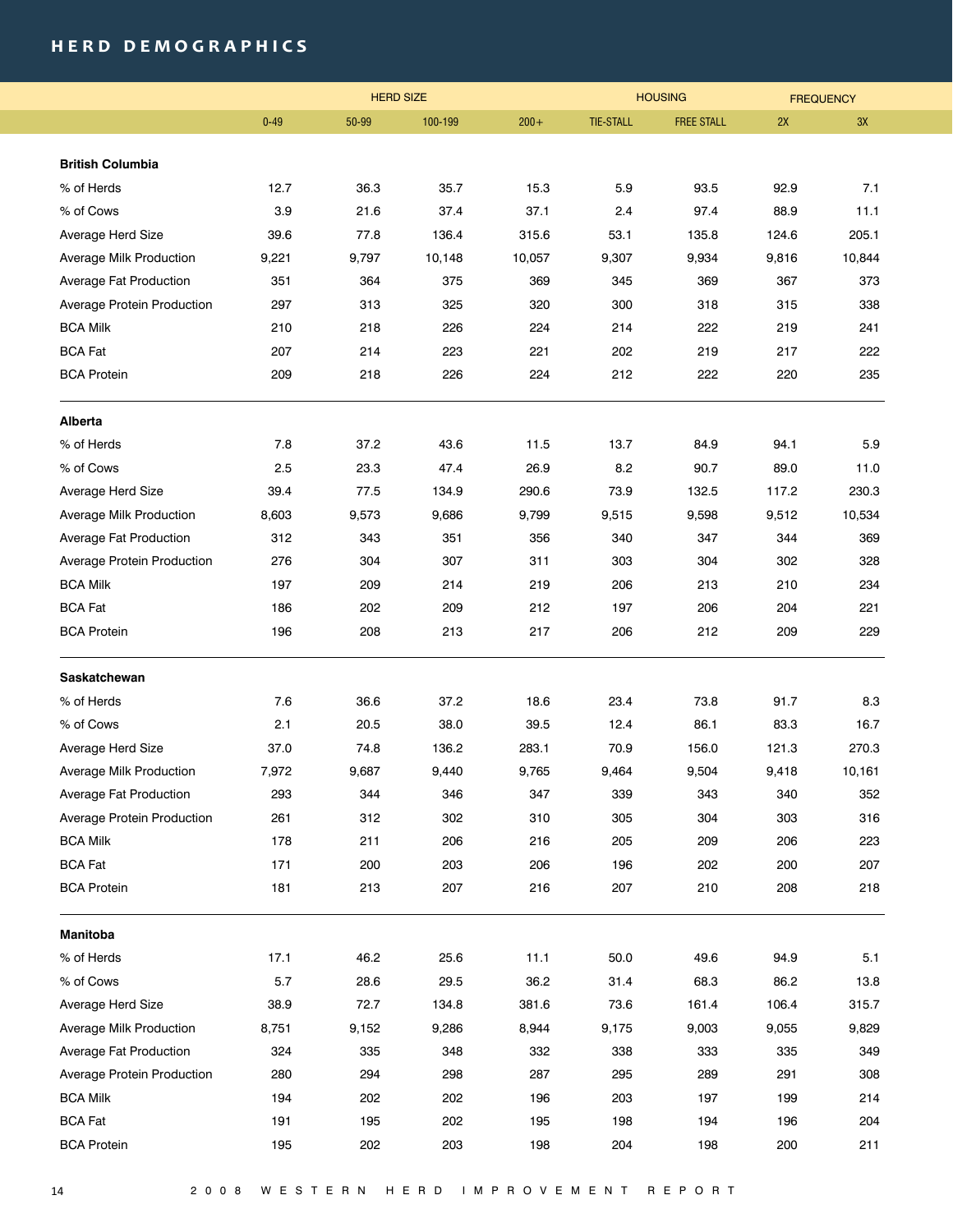## HERD DEMOGRAPHICS

| | HERD SIZE | | | | HOUSING | | FREQUENCY | |
|---|---|---|---|---|---|---|---|---|
| | 0-49 | 50-99 | 100-199 | 200+ | TIE-STALL | FREE STALL | 2X | 3X |
| **British Columbia** | | | | | | | | |
| % of Herds | 12.7 | 36.3 | 35.7 | 15.3 | 5.9 | 93.5 | 92.9 | 7.1 |
| % of Cows | 3.9 | 21.6 | 37.4 | 37.1 | 2.4 | 97.4 | 88.9 | 11.1 |
| Average Herd Size | 39.6 | 77.8 | 136.4 | 315.6 | 53.1 | 135.8 | 124.6 | 205.1 |
| Average Milk Production | 9,221 | 9,797 | 10,148 | 10,057 | 9,307 | 9,934 | 9,816 | 10,844 |
| Average Fat Production | 351 | 364 | 375 | 369 | 345 | 369 | 367 | 373 |
| Average Protein Production | 297 | 313 | 325 | 320 | 300 | 318 | 315 | 338 |
| BCA Milk | 210 | 218 | 226 | 224 | 214 | 222 | 219 | 241 |
| BCA Fat | 207 | 214 | 223 | 221 | 202 | 219 | 217 | 222 |
| BCA Protein | 209 | 218 | 226 | 224 | 212 | 222 | 220 | 235 |
| **Alberta** | | | | | | | | |
| % of Herds | 7.8 | 37.2 | 43.6 | 11.5 | 13.7 | 84.9 | 94.1 | 5.9 |
| % of Cows | 2.5 | 23.3 | 47.4 | 26.9 | 8.2 | 90.7 | 89.0 | 11.0 |
| Average Herd Size | 39.4 | 77.5 | 134.9 | 290.6 | 73.9 | 132.5 | 117.2 | 230.3 |
| Average Milk Production | 8,603 | 9,573 | 9,686 | 9,799 | 9,515 | 9,598 | 9,512 | 10,534 |
| Average Fat Production | 312 | 343 | 351 | 356 | 340 | 347 | 344 | 369 |
| Average Protein Production | 276 | 304 | 307 | 311 | 303 | 304 | 302 | 328 |
| BCA Milk | 197 | 209 | 214 | 219 | 206 | 213 | 210 | 234 |
| BCA Fat | 186 | 202 | 209 | 212 | 197 | 206 | 204 | 221 |
| BCA Protein | 196 | 208 | 213 | 217 | 206 | 212 | 209 | 229 |
| **Saskatchewan** | | | | | | | | |
| % of Herds | 7.6 | 36.6 | 37.2 | 18.6 | 23.4 | 73.8 | 91.7 | 8.3 |
| % of Cows | 2.1 | 20.5 | 38.0 | 39.5 | 12.4 | 86.1 | 83.3 | 16.7 |
| Average Herd Size | 37.0 | 74.8 | 136.2 | 283.1 | 70.9 | 156.0 | 121.3 | 270.3 |
| Average Milk Production | 7,972 | 9,687 | 9,440 | 9,765 | 9,464 | 9,504 | 9,418 | 10,161 |
| Average Fat Production | 293 | 344 | 346 | 347 | 339 | 343 | 340 | 352 |
| Average Protein Production | 261 | 312 | 302 | 310 | 305 | 304 | 303 | 316 |
| BCA Milk | 178 | 211 | 206 | 216 | 205 | 209 | 206 | 223 |
| BCA Fat | 171 | 200 | 203 | 206 | 196 | 202 | 200 | 207 |
| BCA Protein | 181 | 213 | 207 | 216 | 207 | 210 | 208 | 218 |
| **Manitoba** | | | | | | | | |
| % of Herds | 17.1 | 46.2 | 25.6 | 11.1 | 50.0 | 49.6 | 94.9 | 5.1 |
| % of Cows | 5.7 | 28.6 | 29.5 | 36.2 | 31.4 | 68.3 | 86.2 | 13.8 |
| Average Herd Size | 38.9 | 72.7 | 134.8 | 381.6 | 73.6 | 161.4 | 106.4 | 315.7 |
| Average Milk Production | 8,751 | 9,152 | 9,286 | 8,944 | 9,175 | 9,003 | 9,055 | 9,829 |
| Average Fat Production | 324 | 335 | 348 | 332 | 338 | 333 | 335 | 349 |
| Average Protein Production | 280 | 294 | 298 | 287 | 295 | 289 | 291 | 308 |
| BCA Milk | 194 | 202 | 202 | 196 | 203 | 197 | 199 | 214 |
| BCA Fat | 191 | 195 | 202 | 195 | 198 | 194 | 196 | 204 |
| BCA Protein | 195 | 202 | 203 | 198 | 204 | 198 | 200 | 211 |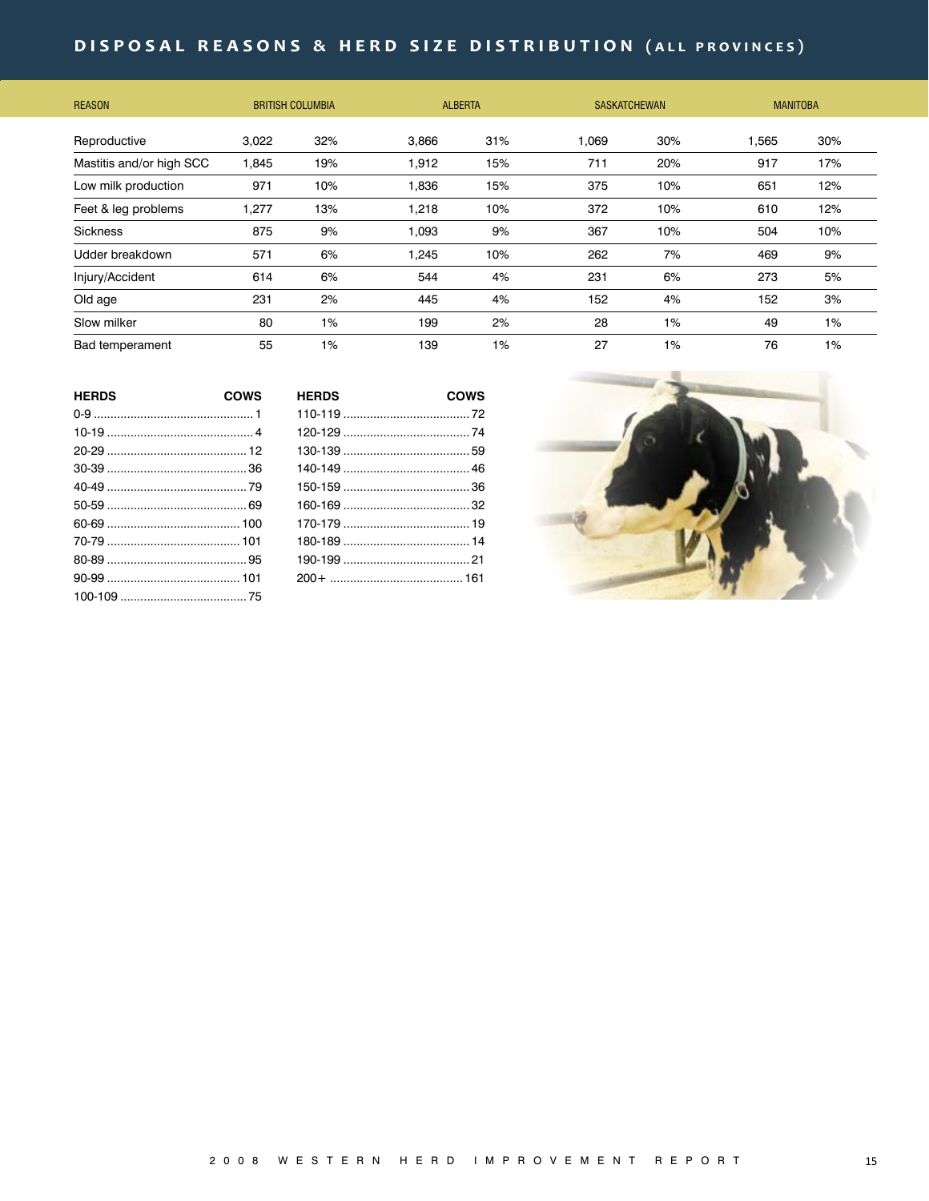## DISPOSAL REASONS & HERD SIZE DISTRIBUTION (ALL PROVINCES)

| REASON | BRITISH COLUMBIA | | ALBERTA | | SASKATCHEWAN | | MANITOBA | |
|---|---|---|---|---|---|---|---|---|
| Reproductive | 3,022 | 32% | 3,866 | 31% | 1,069 | 30% | 1,565 | 30% |
| Mastitis and/or high SCC | 1,845 | 19% | 1,912 | 15% | 711 | 20% | 917 | 17% |
| Low milk production | 971 | 10% | 1,836 | 15% | 375 | 10% | 651 | 12% |
| Feet & leg problems | 1,277 | 13% | 1,218 | 10% | 372 | 10% | 610 | 12% |
| Sickness | 875 | 9% | 1,093 | 9% | 367 | 10% | 504 | 10% |
| Udder breakdown | 571 | 6% | 1,245 | 10% | 262 | 7% | 469 | 9% |
| Injury/Accident | 614 | 6% | 544 | 4% | 231 | 6% | 273 | 5% |
| Old age | 231 | 2% | 445 | 4% | 152 | 4% | 152 | 3% |
| Slow milker | 80 | 1% | 199 | 2% | 28 | 1% | 49 | 1% |
| Bad temperament | 55 | 1% | 139 | 1% | 27 | 1% | 76 | 1% |

| HERDS | COWS | HERDS | COWS |
|---|---|---|---|
| 0-9 | 1 | 110-119 | 72 |
| 10-19 | 4 | 120-129 | 74 |
| 20-29 | 12 | 130-139 | 59 |
| 30-39 | 36 | 140-149 | 46 |
| 40-49 | 79 | 150-159 | 36 |
| 50-59 | 69 | 160-169 | 32 |
| 60-69 | 100 | 170-179 | 19 |
| 70-79 | 101 | 180-189 | 14 |
| 80-89 | 95 | 190-199 | 21 |
| 90-99 | 101 | 200+ | 161 |
| 100-109 | 75 | | |